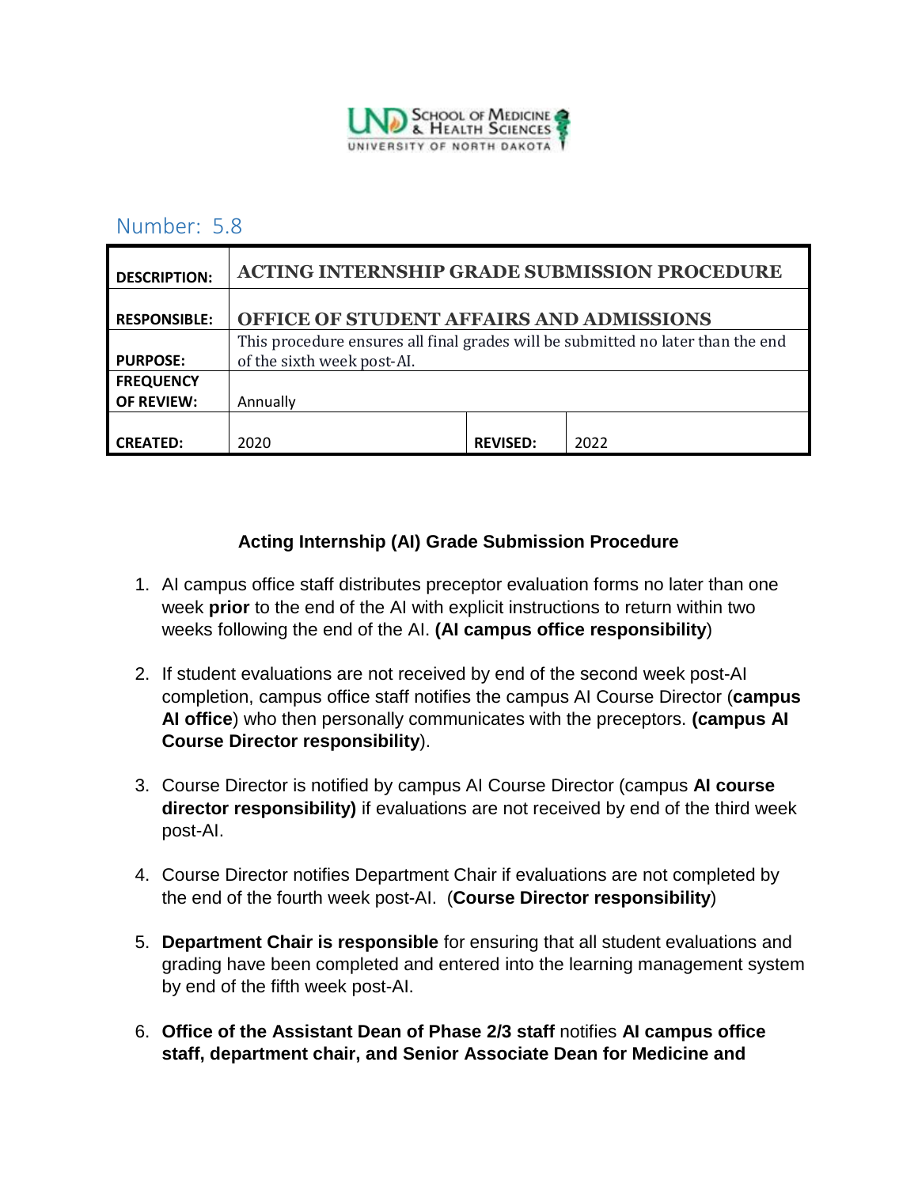UND School of Medicine & Health Sciences
UNIVERSITY OF NORTH DAKOTA

## Number: 5.8

| | | | |
|---|---|---|---|
| **DESCRIPTION:** | **ACTING INTERNSHIP GRADE SUBMISSION PROCEDURE** | | |
| **RESPONSIBLE:** | **OFFICE OF STUDENT AFFAIRS AND ADMISSIONS** | | |
| **PURPOSE:** | This procedure ensures all final grades will be submitted no later than the end of the sixth week post-AI. | | |
| **FREQUENCY OF REVIEW:** | Annually | | |
| **CREATED:** | 2020 | **REVISED:** | 2022 |

### Acting Internship (AI) Grade Submission Procedure

1. AI campus office staff distributes preceptor evaluation forms no later than one week **prior** to the end of the AI with explicit instructions to return within two weeks following the end of the AI. **(AI campus office responsibility**)

2. If student evaluations are not received by end of the second week post-AI completion, campus office staff notifies the campus AI Course Director (**campus AI office**) who then personally communicates with the preceptors. **(campus AI Course Director responsibility**).

3. Course Director is notified by campus AI Course Director (campus **AI course director responsibility)** if evaluations are not received by end of the third week post-AI.

4. Course Director notifies Department Chair if evaluations are not completed by the end of the fourth week post-AI. (**Course Director responsibility**)

5. **Department Chair is responsible** for ensuring that all student evaluations and grading have been completed and entered into the learning management system by end of the fifth week post-AI.

6. **Office of the Assistant Dean of Phase 2/3 staff** notifies **AI campus office staff, department chair, and Senior Associate Dean for Medicine and**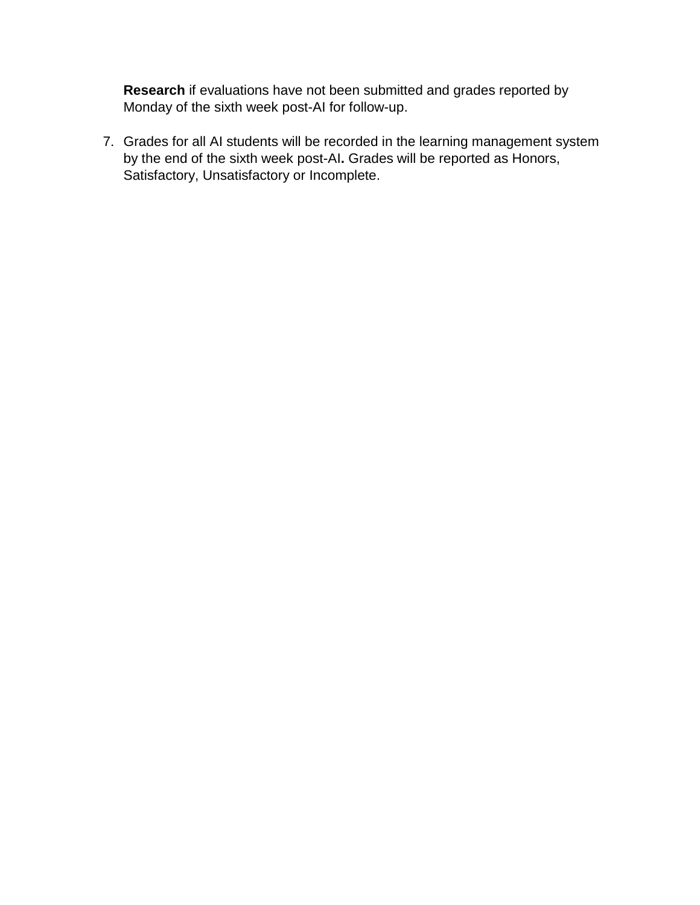**Research** if evaluations have not been submitted and grades reported by Monday of the sixth week post-AI for follow-up.

7. Grades for all AI students will be recorded in the learning management system by the end of the sixth week post-AI**.** Grades will be reported as Honors, Satisfactory, Unsatisfactory or Incomplete.